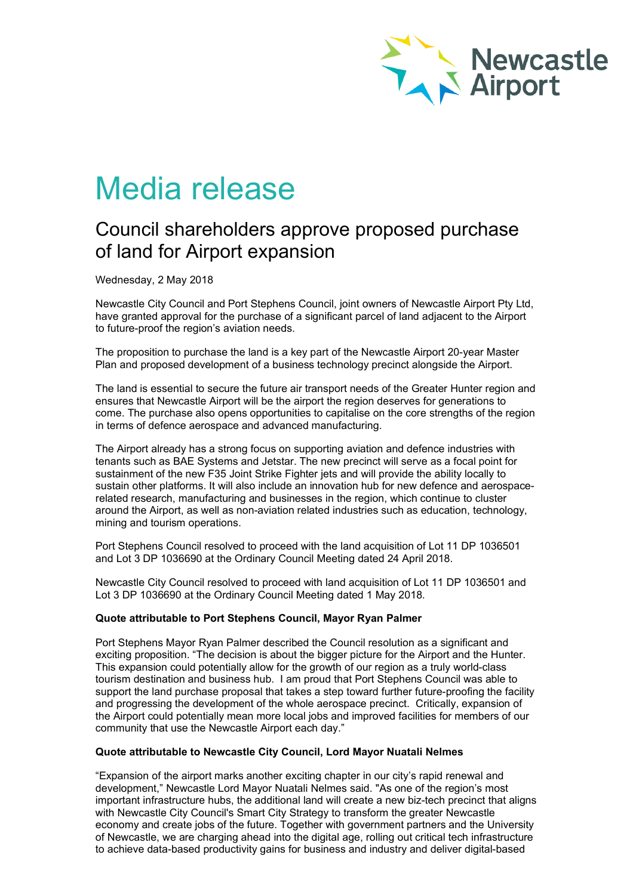# Media release

## Council shareholders approve proposed purchase of land for Airport expansion

Wednesday, 2 May 2018

Newcastle City Council and Port Stephens Council, joint owners of Newcastle Airport Pty Ltd, have granted approval for the purchase of a significant parcel of land adjacent to the Airport to future-proof the region's aviation needs.

The proposition to purchase the land is a key part of the Newcastle Airport 20-year Master Plan and proposed development of a business technology precinct alongside the Airport.

The land is essential to secure the future air transport needs of the Greater Hunter region and ensures that Newcastle Airport will be the airport the region deserves for generations to come. The purchase also opens opportunities to capitalise on the core strengths of the region in terms of defence aerospace and advanced manufacturing.

The Airport already has a strong focus on supporting aviation and defence industries with tenants such as BAE Systems and Jetstar. The new precinct will serve as a focal point for sustainment of the new F35 Joint Strike Fighter jets and will provide the ability locally to sustain other platforms. It will also include an innovation hub for new defence and aerospace-related research, manufacturing and businesses in the region, which continue to cluster around the Airport, as well as non-aviation related industries such as education, technology, mining and tourism operations.

Port Stephens Council resolved to proceed with the land acquisition of Lot 11 DP 1036501 and Lot 3 DP 1036690 at the Ordinary Council Meeting dated 24 April 2018.

Newcastle City Council resolved to proceed with land acquisition of Lot 11 DP 1036501 and Lot 3 DP 1036690 at the Ordinary Council Meeting dated 1 May 2018.

**Quote attributable to Port Stephens Council, Mayor Ryan Palmer**

Port Stephens Mayor Ryan Palmer described the Council resolution as a significant and exciting proposition. "The decision is about the bigger picture for the Airport and the Hunter. This expansion could potentially allow for the growth of our region as a truly world-class tourism destination and business hub. I am proud that Port Stephens Council was able to support the land purchase proposal that takes a step toward further future-proofing the facility and progressing the development of the whole aerospace precinct. Critically, expansion of the Airport could potentially mean more local jobs and improved facilities for members of our community that use the Newcastle Airport each day."

**Quote attributable to Newcastle City Council, Lord Mayor Nuatali Nelmes**

"Expansion of the airport marks another exciting chapter in our city's rapid renewal and development," Newcastle Lord Mayor Nuatali Nelmes said. "As one of the region's most important infrastructure hubs, the additional land will create a new biz-tech precinct that aligns with Newcastle City Council's Smart City Strategy to transform the greater Newcastle economy and create jobs of the future. Together with government partners and the University of Newcastle, we are charging ahead into the digital age, rolling out critical tech infrastructure to achieve data-based productivity gains for business and industry and deliver digital-based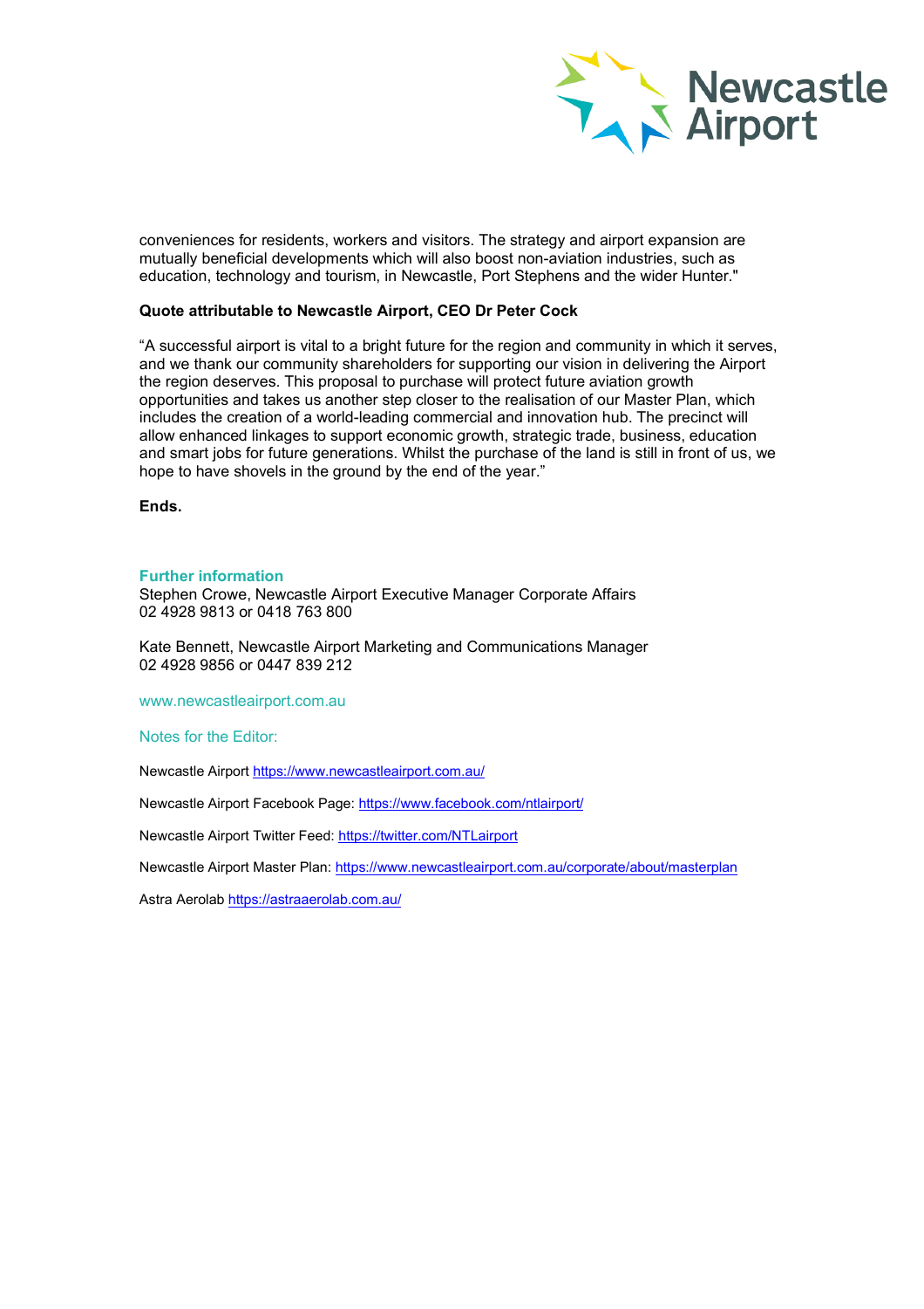conveniences for residents, workers and visitors. The strategy and airport expansion are mutually beneficial developments which will also boost non-aviation industries, such as education, technology and tourism, in Newcastle, Port Stephens and the wider Hunter."

**Quote attributable to Newcastle Airport, CEO Dr Peter Cock**

“A successful airport is vital to a bright future for the region and community in which it serves, and we thank our community shareholders for supporting our vision in delivering the Airport the region deserves. This proposal to purchase will protect future aviation growth opportunities and takes us another step closer to the realisation of our Master Plan, which includes the creation of a world-leading commercial and innovation hub. The precinct will allow enhanced linkages to support economic growth, strategic trade, business, education and smart jobs for future generations. Whilst the purchase of the land is still in front of us, we hope to have shovels in the ground by the end of the year.”

**Ends.**

**Further information**

Stephen Crowe, Newcastle Airport Executive Manager Corporate Affairs
02 4928 9813 or 0418 763 800

Kate Bennett, Newcastle Airport Marketing and Communications Manager
02 4928 9856 or 0447 839 212

www.newcastleairport.com.au

Notes for the Editor:

Newcastle Airport https://www.newcastleairport.com.au/

Newcastle Airport Facebook Page: https://www.facebook.com/ntlairport/

Newcastle Airport Twitter Feed: https://twitter.com/NTLairport

Newcastle Airport Master Plan: https://www.newcastleairport.com.au/corporate/about/masterplan

Astra Aerolab https://astraaerolab.com.au/